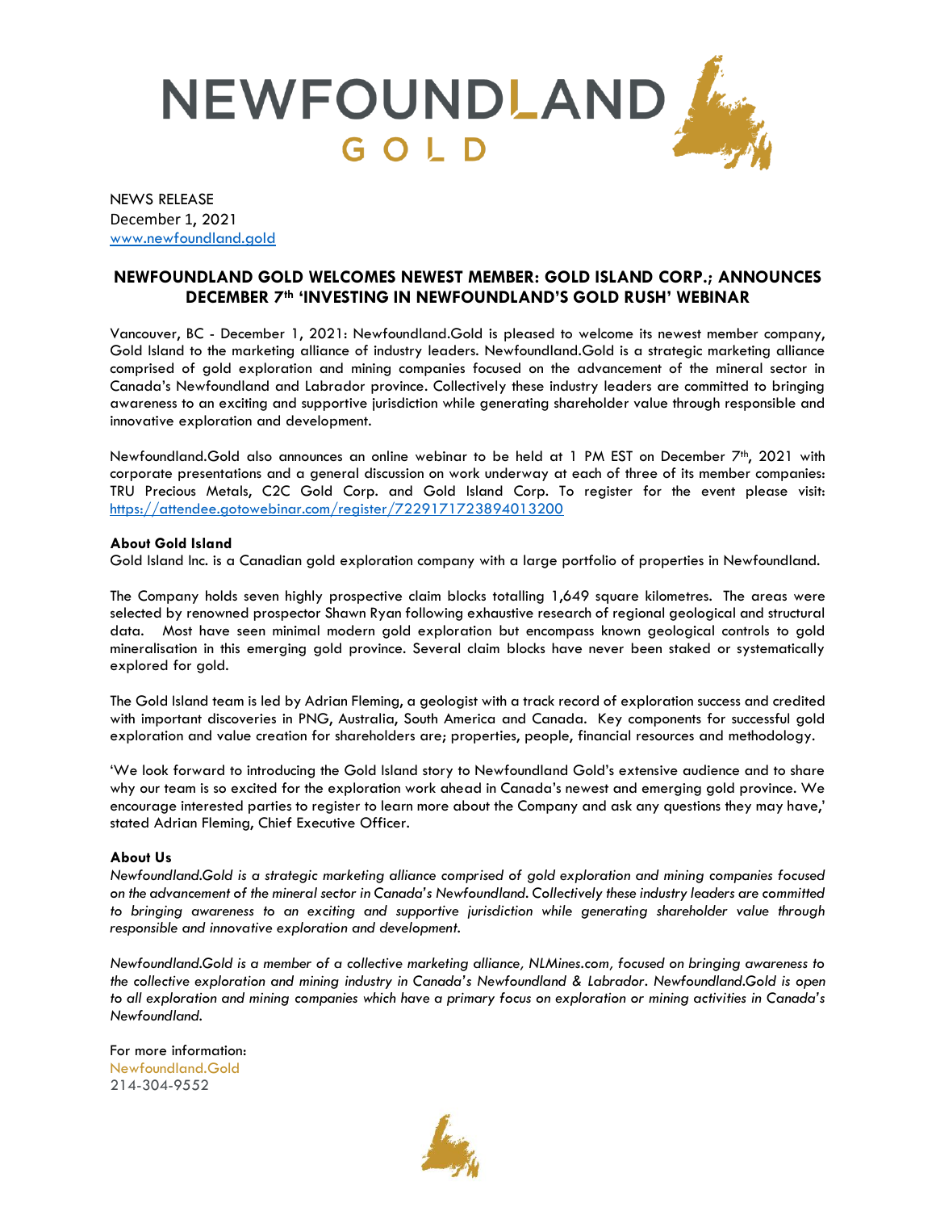NEWS RELEASE
December 1, 2021
www.newfoundland.gold

## NEWFOUNDLAND GOLD WELCOMES NEWEST MEMBER: GOLD ISLAND CORP.; ANNOUNCES DECEMBER 7th 'INVESTING IN NEWFOUNDLAND'S GOLD RUSH' WEBINAR

Vancouver, BC - December 1, 2021: Newfoundland.Gold is pleased to welcome its newest member company, Gold Island to the marketing alliance of industry leaders. Newfoundland.Gold is a strategic marketing alliance comprised of gold exploration and mining companies focused on the advancement of the mineral sector in Canada's Newfoundland and Labrador province. Collectively these industry leaders are committed to bringing awareness to an exciting and supportive jurisdiction while generating shareholder value through responsible and innovative exploration and development.

Newfoundland.Gold also announces an online webinar to be held at 1 PM EST on December 7th, 2021 with corporate presentations and a general discussion on work underway at each of three of its member companies: TRU Precious Metals, C2C Gold Corp. and Gold Island Corp. To register for the event please visit: https://attendee.gotowebinar.com/register/7229171723894013200

**About Gold Island**
Gold Island Inc. is a Canadian gold exploration company with a large portfolio of properties in Newfoundland.

The Company holds seven highly prospective claim blocks totalling 1,649 square kilometres. The areas were selected by renowned prospector Shawn Ryan following exhaustive research of regional geological and structural data. Most have seen minimal modern gold exploration but encompass known geological controls to gold mineralisation in this emerging gold province. Several claim blocks have never been staked or systematically explored for gold.

The Gold Island team is led by Adrian Fleming, a geologist with a track record of exploration success and credited with important discoveries in PNG, Australia, South America and Canada. Key components for successful gold exploration and value creation for shareholders are; properties, people, financial resources and methodology.

'We look forward to introducing the Gold Island story to Newfoundland Gold's extensive audience and to share why our team is so excited for the exploration work ahead in Canada's newest and emerging gold province. We encourage interested parties to register to learn more about the Company and ask any questions they may have,' stated Adrian Fleming, Chief Executive Officer.

**About Us**
*Newfoundland.Gold is a strategic marketing alliance comprised of gold exploration and mining companies focused on the advancement of the mineral sector in Canada's Newfoundland. Collectively these industry leaders are committed to bringing awareness to an exciting and supportive jurisdiction while generating shareholder value through responsible and innovative exploration and development.*

*Newfoundland.Gold is a member of a collective marketing alliance, NLMines.com, focused on bringing awareness to the collective exploration and mining industry in Canada's Newfoundland & Labrador. Newfoundland.Gold is open to all exploration and mining companies which have a primary focus on exploration or mining activities in Canada's Newfoundland.*

For more information:
Newfoundland.Gold
214-304-9552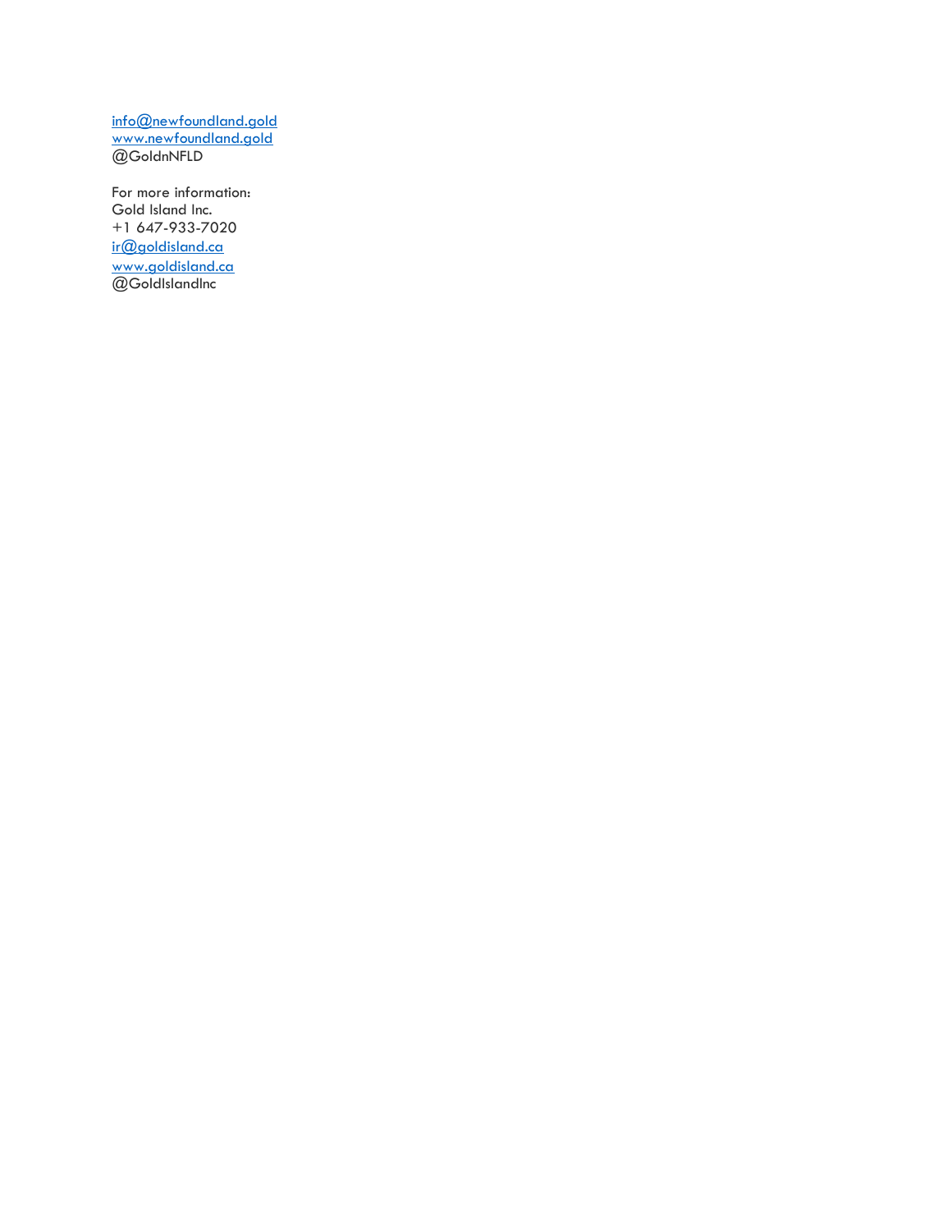info@newfoundland.gold
www.newfoundland.gold
@GoldnNFLD

For more information:
Gold Island Inc.
+1 647-933-7020
ir@goldisland.ca
www.goldisland.ca
@GoldIslandInc